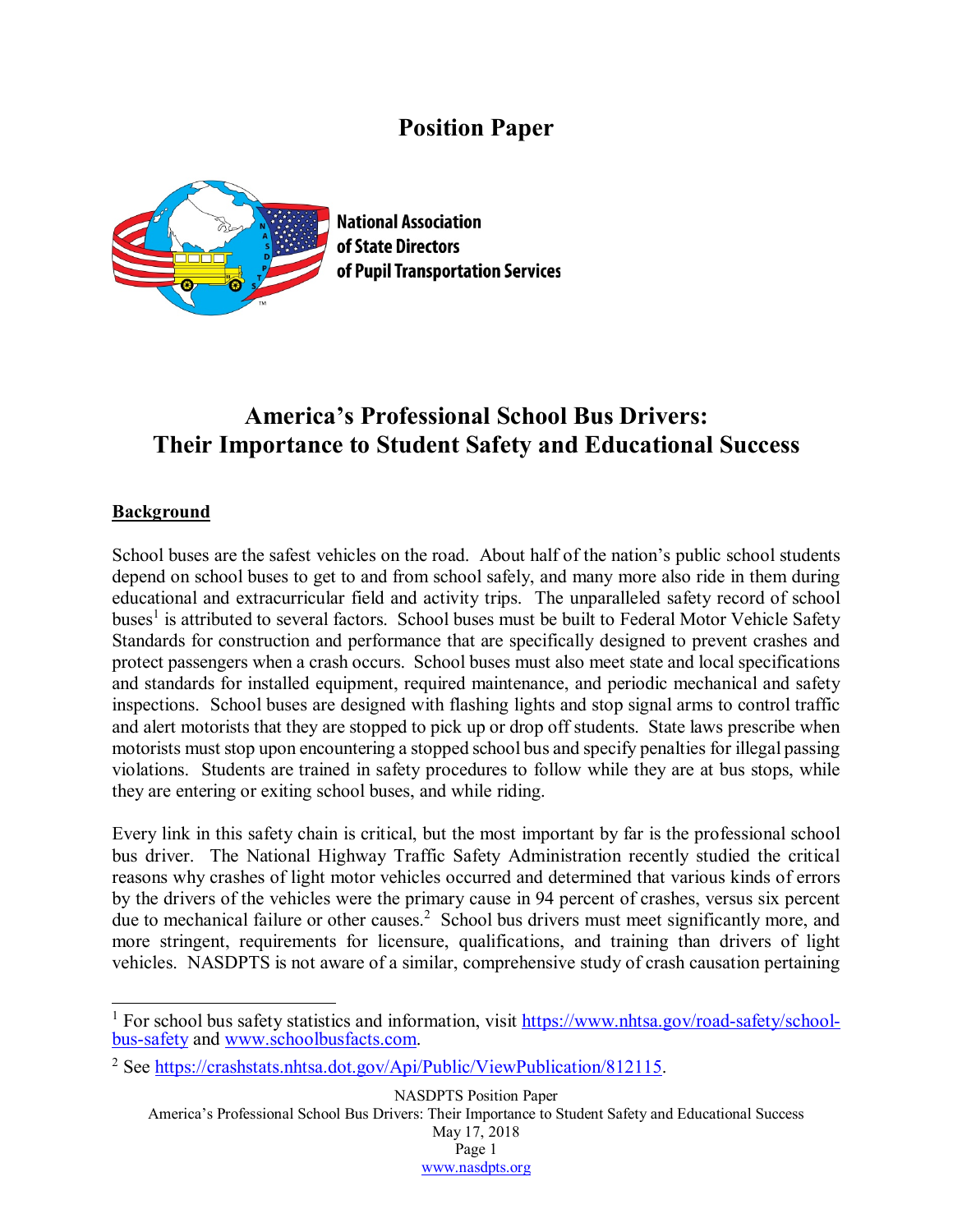# Position Paper

**National Association of State Directors of Pupil Transportation Services**

## America's Professional School Bus Drivers: Their Importance to Student Safety and Educational Success

### Background

School buses are the safest vehicles on the road. About half of the nation's public school students depend on school buses to get to and from school safely, and many more also ride in them during educational and extracurricular field and activity trips. The unparalleled safety record of school buses[1] is attributed to several factors. School buses must be built to Federal Motor Vehicle Safety Standards for construction and performance that are specifically designed to prevent crashes and protect passengers when a crash occurs. School buses must also meet state and local specifications and standards for installed equipment, required maintenance, and periodic mechanical and safety inspections. School buses are designed with flashing lights and stop signal arms to control traffic and alert motorists that they are stopped to pick up or drop off students. State laws prescribe when motorists must stop upon encountering a stopped school bus and specify penalties for illegal passing violations. Students are trained in safety procedures to follow while they are at bus stops, while they are entering or exiting school buses, and while riding.

Every link in this safety chain is critical, but the most important by far is the professional school bus driver. The National Highway Traffic Safety Administration recently studied the critical reasons why crashes of light motor vehicles occurred and determined that various kinds of errors by the drivers of the vehicles were the primary cause in 94 percent of crashes, versus six percent due to mechanical failure or other causes.[2] School bus drivers must meet significantly more, and more stringent, requirements for licensure, qualifications, and training than drivers of light vehicles. NASDPTS is not aware of a similar, comprehensive study of crash causation pertaining

---

[1] For school bus safety statistics and information, visit https://www.nhtsa.gov/road-safety/school-bus-safety and www.schoolbusfacts.com.

[2] See https://crashstats.nhtsa.dot.gov/Api/Public/ViewPublication/812115.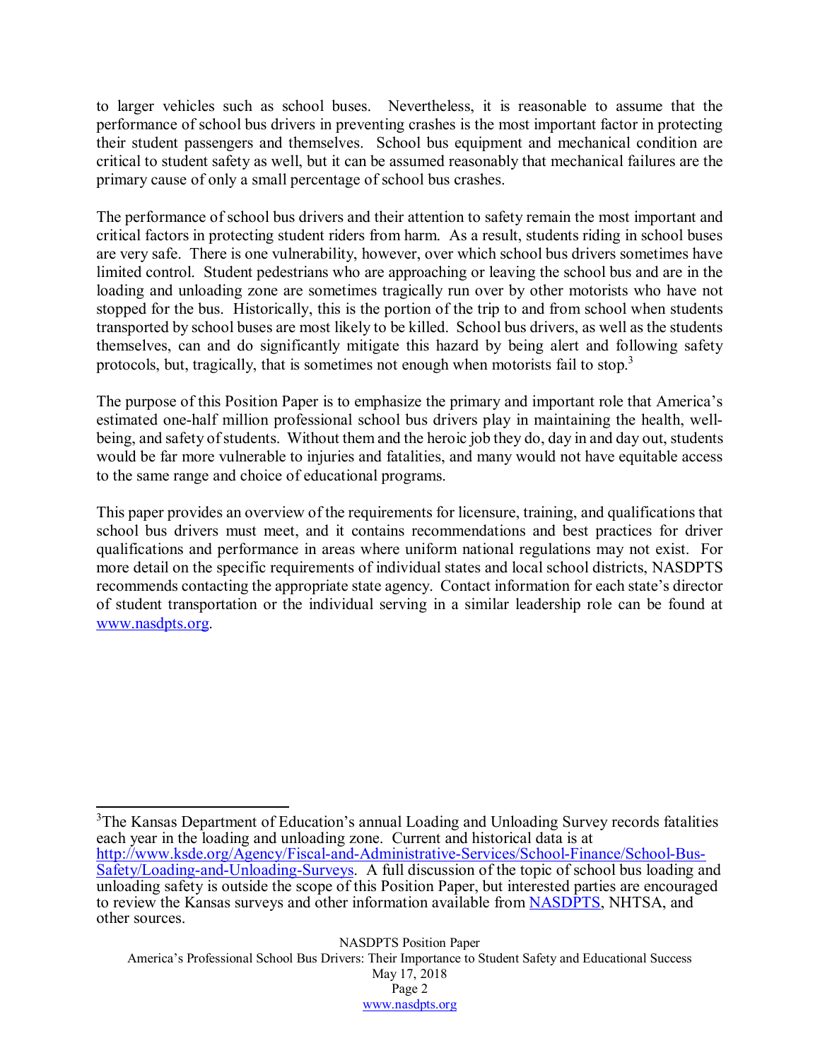to larger vehicles such as school buses. Nevertheless, it is reasonable to assume that the performance of school bus drivers in preventing crashes is the most important factor in protecting their student passengers and themselves. School bus equipment and mechanical condition are critical to student safety as well, but it can be assumed reasonably that mechanical failures are the primary cause of only a small percentage of school bus crashes.

The performance of school bus drivers and their attention to safety remain the most important and critical factors in protecting student riders from harm. As a result, students riding in school buses are very safe. There is one vulnerability, however, over which school bus drivers sometimes have limited control. Student pedestrians who are approaching or leaving the school bus and are in the loading and unloading zone are sometimes tragically run over by other motorists who have not stopped for the bus. Historically, this is the portion of the trip to and from school when students transported by school buses are most likely to be killed. School bus drivers, as well as the students themselves, can and do significantly mitigate this hazard by being alert and following safety protocols, but, tragically, that is sometimes not enough when motorists fail to stop.[3]

The purpose of this Position Paper is to emphasize the primary and important role that America's estimated one-half million professional school bus drivers play in maintaining the health, well-being, and safety of students. Without them and the heroic job they do, day in and day out, students would be far more vulnerable to injuries and fatalities, and many would not have equitable access to the same range and choice of educational programs.

This paper provides an overview of the requirements for licensure, training, and qualifications that school bus drivers must meet, and it contains recommendations and best practices for driver qualifications and performance in areas where uniform national regulations may not exist. For more detail on the specific requirements of individual states and local school districts, NASDPTS recommends contacting the appropriate state agency. Contact information for each state's director of student transportation or the individual serving in a similar leadership role can be found at www.nasdpts.org.

---

[3]The Kansas Department of Education's annual Loading and Unloading Survey records fatalities each year in the loading and unloading zone. Current and historical data is at http://www.ksde.org/Agency/Fiscal-and-Administrative-Services/School-Finance/School-Bus-Safety/Loading-and-Unloading-Surveys. A full discussion of the topic of school bus loading and unloading safety is outside the scope of this Position Paper, but interested parties are encouraged to review the Kansas surveys and other information available from NASDPTS, NHTSA, and other sources.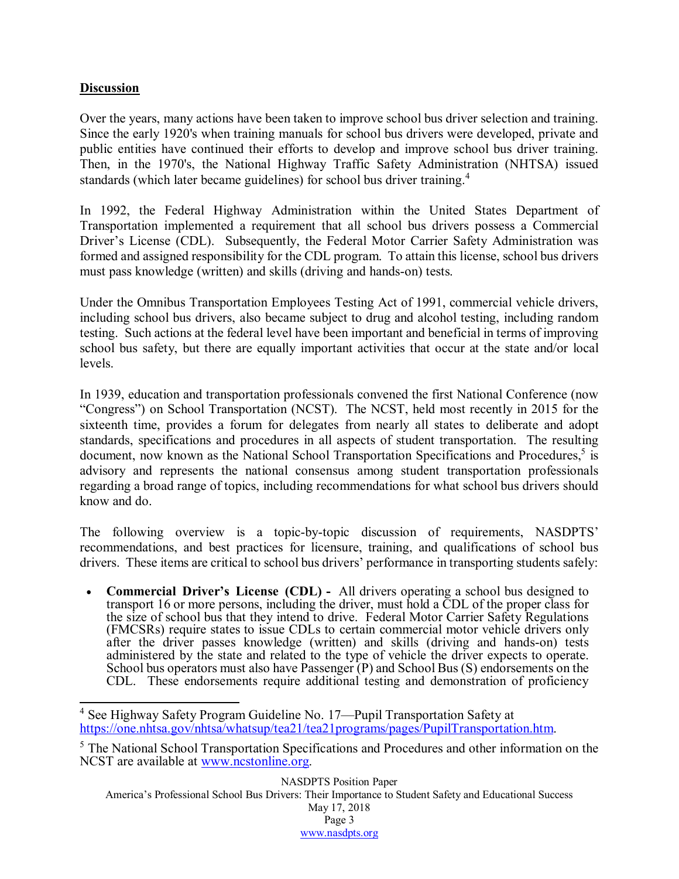**Discussion**

Over the years, many actions have been taken to improve school bus driver selection and training. Since the early 1920's when training manuals for school bus drivers were developed, private and public entities have continued their efforts to develop and improve school bus driver training. Then, in the 1970's, the National Highway Traffic Safety Administration (NHTSA) issued standards (which later became guidelines) for school bus driver training.[4]

In 1992, the Federal Highway Administration within the United States Department of Transportation implemented a requirement that all school bus drivers possess a Commercial Driver's License (CDL). Subsequently, the Federal Motor Carrier Safety Administration was formed and assigned responsibility for the CDL program. To attain this license, school bus drivers must pass knowledge (written) and skills (driving and hands-on) tests.

Under the Omnibus Transportation Employees Testing Act of 1991, commercial vehicle drivers, including school bus drivers, also became subject to drug and alcohol testing, including random testing. Such actions at the federal level have been important and beneficial in terms of improving school bus safety, but there are equally important activities that occur at the state and/or local levels.

In 1939, education and transportation professionals convened the first National Conference (now "Congress") on School Transportation (NCST). The NCST, held most recently in 2015 for the sixteenth time, provides a forum for delegates from nearly all states to deliberate and adopt standards, specifications and procedures in all aspects of student transportation. The resulting document, now known as the National School Transportation Specifications and Procedures,[5] is advisory and represents the national consensus among student transportation professionals regarding a broad range of topics, including recommendations for what school bus drivers should know and do.

The following overview is a topic-by-topic discussion of requirements, NASDPTS' recommendations, and best practices for licensure, training, and qualifications of school bus drivers. These items are critical to school bus drivers' performance in transporting students safely:

- **Commercial Driver's License (CDL) -** All drivers operating a school bus designed to transport 16 or more persons, including the driver, must hold a CDL of the proper class for the size of school bus that they intend to drive. Federal Motor Carrier Safety Regulations (FMCSRs) require states to issue CDLs to certain commercial motor vehicle drivers only after the driver passes knowledge (written) and skills (driving and hands-on) tests administered by the state and related to the type of vehicle the driver expects to operate. School bus operators must also have Passenger (P) and School Bus (S) endorsements on the CDL. These endorsements require additional testing and demonstration of proficiency

---

[4] See Highway Safety Program Guideline No. 17—Pupil Transportation Safety at https://one.nhtsa.gov/nhtsa/whatsup/tea21/tea21programs/pages/PupilTransportation.htm.

[5] The National School Transportation Specifications and Procedures and other information on the NCST are available at www.ncstonline.org.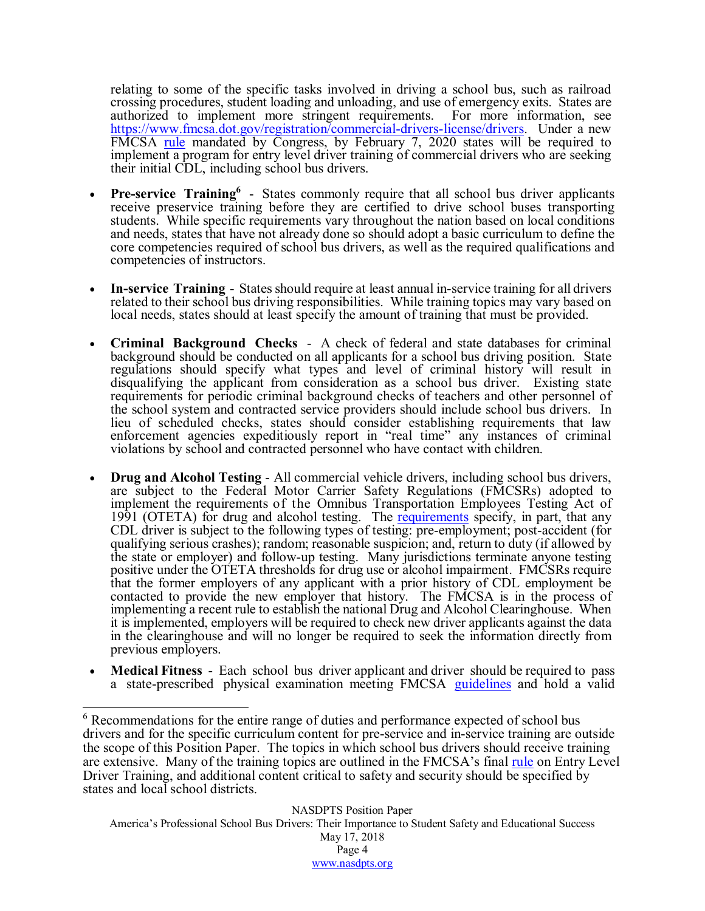relating to some of the specific tasks involved in driving a school bus, such as railroad crossing procedures, student loading and unloading, and use of emergency exits. States are authorized to implement more stringent requirements. For more information, see https://www.fmcsa.dot.gov/registration/commercial-drivers-license/drivers. Under a new FMCSA rule mandated by Congress, by February 7, 2020 states will be required to implement a program for entry level driver training of commercial drivers who are seeking their initial CDL, including school bus drivers.

- **Pre-service Training**[6] - States commonly require that all school bus driver applicants receive preservice training before they are certified to drive school buses transporting students. While specific requirements vary throughout the nation based on local conditions and needs, states that have not already done so should adopt a basic curriculum to define the core competencies required of school bus drivers, as well as the required qualifications and competencies of instructors.

- **In-service Training** - States should require at least annual in-service training for all drivers related to their school bus driving responsibilities. While training topics may vary based on local needs, states should at least specify the amount of training that must be provided.

- **Criminal Background Checks** - A check of federal and state databases for criminal background should be conducted on all applicants for a school bus driving position. State regulations should specify what types and level of criminal history will result in disqualifying the applicant from consideration as a school bus driver. Existing state requirements for periodic criminal background checks of teachers and other personnel of the school system and contracted service providers should include school bus drivers. In lieu of scheduled checks, states should consider establishing requirements that law enforcement agencies expeditiously report in "real time" any instances of criminal violations by school and contracted personnel who have contact with children.

- **Drug and Alcohol Testing** - All commercial vehicle drivers, including school bus drivers, are subject to the Federal Motor Carrier Safety Regulations (FMCSRs) adopted to implement the requirements of the Omnibus Transportation Employees Testing Act of 1991 (OTETA) for drug and alcohol testing. The requirements specify, in part, that any CDL driver is subject to the following types of testing: pre-employment; post-accident (for qualifying serious crashes); random; reasonable suspicion; and, return to duty (if allowed by the state or employer) and follow-up testing. Many jurisdictions terminate anyone testing positive under the OTETA thresholds for drug use or alcohol impairment. FMCSRs require that the former employers of any applicant with a prior history of CDL employment be contacted to provide the new employer that history. The FMCSA is in the process of implementing a recent rule to establish the national Drug and Alcohol Clearinghouse. When it is implemented, employers will be required to check new driver applicants against the data in the clearinghouse and will no longer be required to seek the information directly from previous employers.

- **Medical Fitness** - Each school bus driver applicant and driver should be required to pass a state-prescribed physical examination meeting FMCSA guidelines and hold a valid

---

[6] Recommendations for the entire range of duties and performance expected of school bus drivers and for the specific curriculum content for pre-service and in-service training are outside the scope of this Position Paper. The topics in which school bus drivers should receive training are extensive. Many of the training topics are outlined in the FMCSA's final rule on Entry Level Driver Training, and additional content critical to safety and security should be specified by states and local school districts.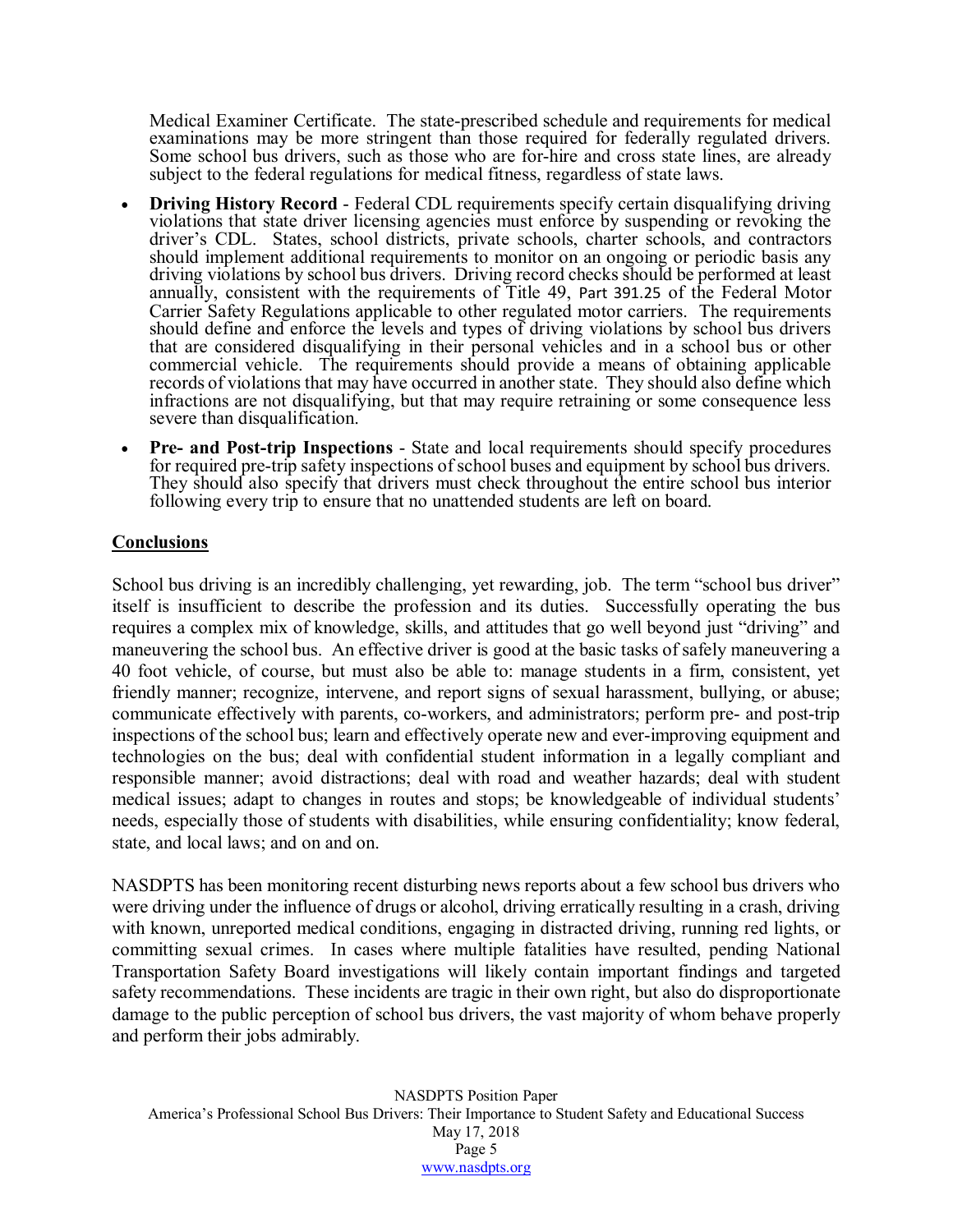Medical Examiner Certificate. The state-prescribed schedule and requirements for medical examinations may be more stringent than those required for federally regulated drivers. Some school bus drivers, such as those who are for-hire and cross state lines, are already subject to the federal regulations for medical fitness, regardless of state laws.

- **Driving History Record** - Federal CDL requirements specify certain disqualifying driving violations that state driver licensing agencies must enforce by suspending or revoking the driver's CDL. States, school districts, private schools, charter schools, and contractors should implement additional requirements to monitor on an ongoing or periodic basis any driving violations by school bus drivers. Driving record checks should be performed at least annually, consistent with the requirements of Title 49, Part 391.25 of the Federal Motor Carrier Safety Regulations applicable to other regulated motor carriers. The requirements should define and enforce the levels and types of driving violations by school bus drivers that are considered disqualifying in their personal vehicles and in a school bus or other commercial vehicle. The requirements should provide a means of obtaining applicable records of violations that may have occurred in another state. They should also define which infractions are not disqualifying, but that may require retraining or some consequence less severe than disqualification.
- **Pre- and Post-trip Inspections** - State and local requirements should specify procedures for required pre-trip safety inspections of school buses and equipment by school bus drivers. They should also specify that drivers must check throughout the entire school bus interior following every trip to ensure that no unattended students are left on board.

## Conclusions

School bus driving is an incredibly challenging, yet rewarding, job. The term "school bus driver" itself is insufficient to describe the profession and its duties. Successfully operating the bus requires a complex mix of knowledge, skills, and attitudes that go well beyond just "driving" and maneuvering the school bus. An effective driver is good at the basic tasks of safely maneuvering a 40 foot vehicle, of course, but must also be able to: manage students in a firm, consistent, yet friendly manner; recognize, intervene, and report signs of sexual harassment, bullying, or abuse; communicate effectively with parents, co-workers, and administrators; perform pre- and post-trip inspections of the school bus; learn and effectively operate new and ever-improving equipment and technologies on the bus; deal with confidential student information in a legally compliant and responsible manner; avoid distractions; deal with road and weather hazards; deal with student medical issues; adapt to changes in routes and stops; be knowledgeable of individual students' needs, especially those of students with disabilities, while ensuring confidentiality; know federal, state, and local laws; and on and on.

NASDPTS has been monitoring recent disturbing news reports about a few school bus drivers who were driving under the influence of drugs or alcohol, driving erratically resulting in a crash, driving with known, unreported medical conditions, engaging in distracted driving, running red lights, or committing sexual crimes. In cases where multiple fatalities have resulted, pending National Transportation Safety Board investigations will likely contain important findings and targeted safety recommendations. These incidents are tragic in their own right, but also do disproportionate damage to the public perception of school bus drivers, the vast majority of whom behave properly and perform their jobs admirably.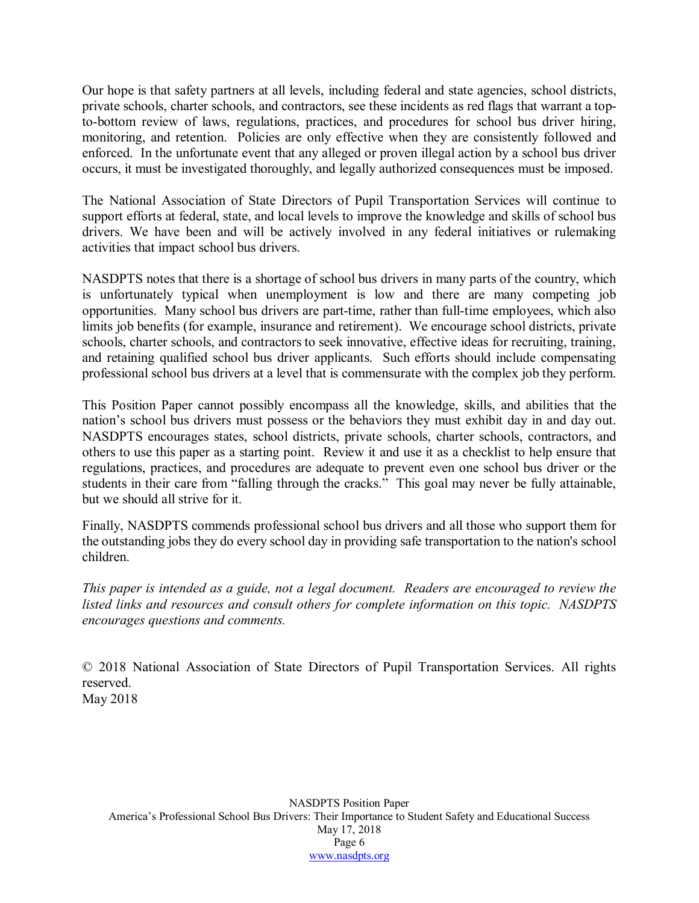Our hope is that safety partners at all levels, including federal and state agencies, school districts, private schools, charter schools, and contractors, see these incidents as red flags that warrant a top-to-bottom review of laws, regulations, practices, and procedures for school bus driver hiring, monitoring, and retention. Policies are only effective when they are consistently followed and enforced. In the unfortunate event that any alleged or proven illegal action by a school bus driver occurs, it must be investigated thoroughly, and legally authorized consequences must be imposed.

The National Association of State Directors of Pupil Transportation Services will continue to support efforts at federal, state, and local levels to improve the knowledge and skills of school bus drivers. We have been and will be actively involved in any federal initiatives or rulemaking activities that impact school bus drivers.

NASDPTS notes that there is a shortage of school bus drivers in many parts of the country, which is unfortunately typical when unemployment is low and there are many competing job opportunities. Many school bus drivers are part-time, rather than full-time employees, which also limits job benefits (for example, insurance and retirement). We encourage school districts, private schools, charter schools, and contractors to seek innovative, effective ideas for recruiting, training, and retaining qualified school bus driver applicants. Such efforts should include compensating professional school bus drivers at a level that is commensurate with the complex job they perform.

This Position Paper cannot possibly encompass all the knowledge, skills, and abilities that the nation's school bus drivers must possess or the behaviors they must exhibit day in and day out. NASDPTS encourages states, school districts, private schools, charter schools, contractors, and others to use this paper as a starting point. Review it and use it as a checklist to help ensure that regulations, practices, and procedures are adequate to prevent even one school bus driver or the students in their care from "falling through the cracks." This goal may never be fully attainable, but we should all strive for it.

Finally, NASDPTS commends professional school bus drivers and all those who support them for the outstanding jobs they do every school day in providing safe transportation to the nation's school children.

*This paper is intended as a guide, not a legal document. Readers are encouraged to review the listed links and resources and consult others for complete information on this topic. NASDPTS encourages questions and comments.*

© 2018 National Association of State Directors of Pupil Transportation Services. All rights reserved.
May 2018